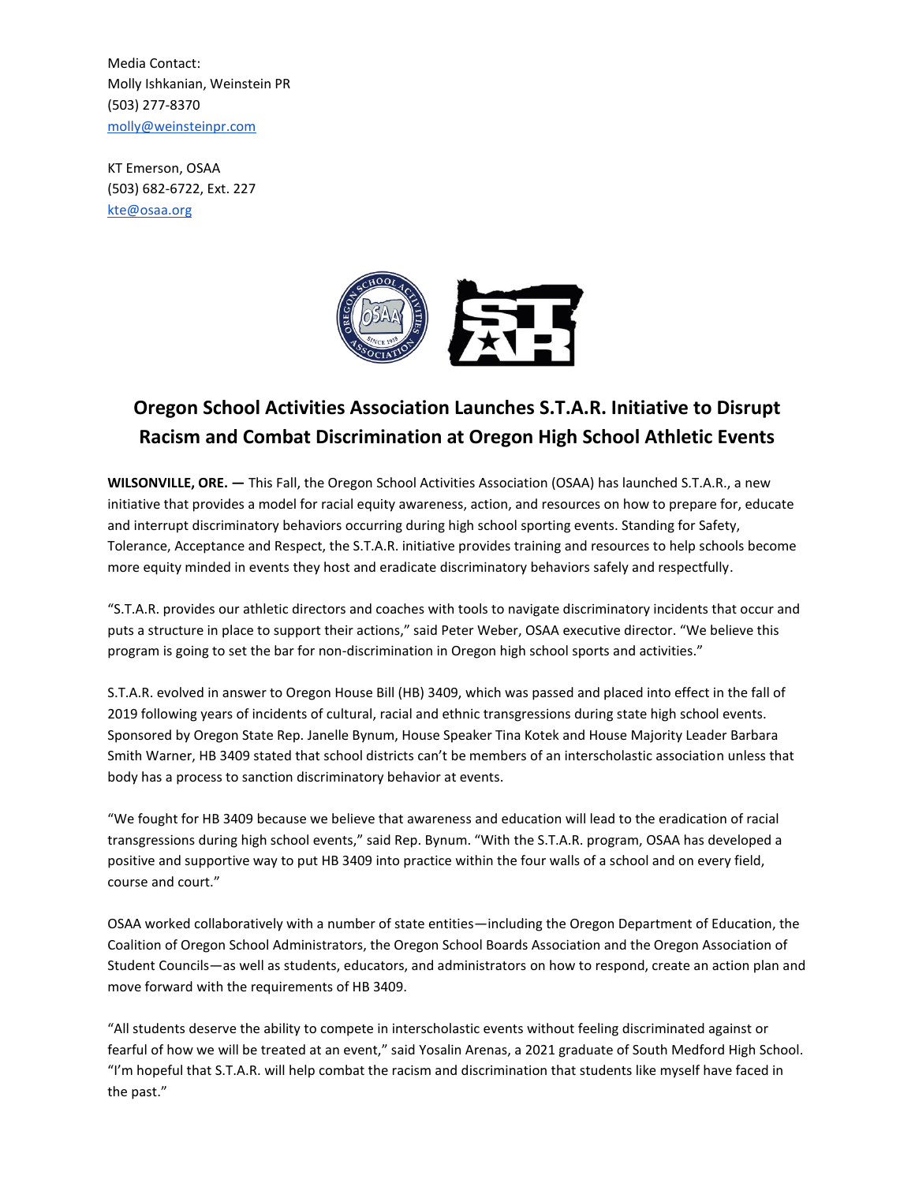Media Contact:
Molly Ishkanian, Weinstein PR
(503) 277-8370
molly@weinsteinpr.com

KT Emerson, OSAA
(503) 682-6722, Ext. 227
kte@osaa.org

# Oregon School Activities Association Launches S.T.A.R. Initiative to Disrupt Racism and Combat Discrimination at Oregon High School Athletic Events

**WILSONVILLE, ORE. —** This Fall, the Oregon School Activities Association (OSAA) has launched S.T.A.R., a new initiative that provides a model for racial equity awareness, action, and resources on how to prepare for, educate and interrupt discriminatory behaviors occurring during high school sporting events. Standing for Safety, Tolerance, Acceptance and Respect, the S.T.A.R. initiative provides training and resources to help schools become more equity minded in events they host and eradicate discriminatory behaviors safely and respectfully.

"S.T.A.R. provides our athletic directors and coaches with tools to navigate discriminatory incidents that occur and puts a structure in place to support their actions," said Peter Weber, OSAA executive director. "We believe this program is going to set the bar for non-discrimination in Oregon high school sports and activities."

S.T.A.R. evolved in answer to Oregon House Bill (HB) 3409, which was passed and placed into effect in the fall of 2019 following years of incidents of cultural, racial and ethnic transgressions during state high school events. Sponsored by Oregon State Rep. Janelle Bynum, House Speaker Tina Kotek and House Majority Leader Barbara Smith Warner, HB 3409 stated that school districts can't be members of an interscholastic association unless that body has a process to sanction discriminatory behavior at events.

"We fought for HB 3409 because we believe that awareness and education will lead to the eradication of racial transgressions during high school events," said Rep. Bynum. "With the S.T.A.R. program, OSAA has developed a positive and supportive way to put HB 3409 into practice within the four walls of a school and on every field, course and court."

OSAA worked collaboratively with a number of state entities—including the Oregon Department of Education, the Coalition of Oregon School Administrators, the Oregon School Boards Association and the Oregon Association of Student Councils—as well as students, educators, and administrators on how to respond, create an action plan and move forward with the requirements of HB 3409.

"All students deserve the ability to compete in interscholastic events without feeling discriminated against or fearful of how we will be treated at an event," said Yosalin Arenas, a 2021 graduate of South Medford High School. "I'm hopeful that S.T.A.R. will help combat the racism and discrimination that students like myself have faced in the past."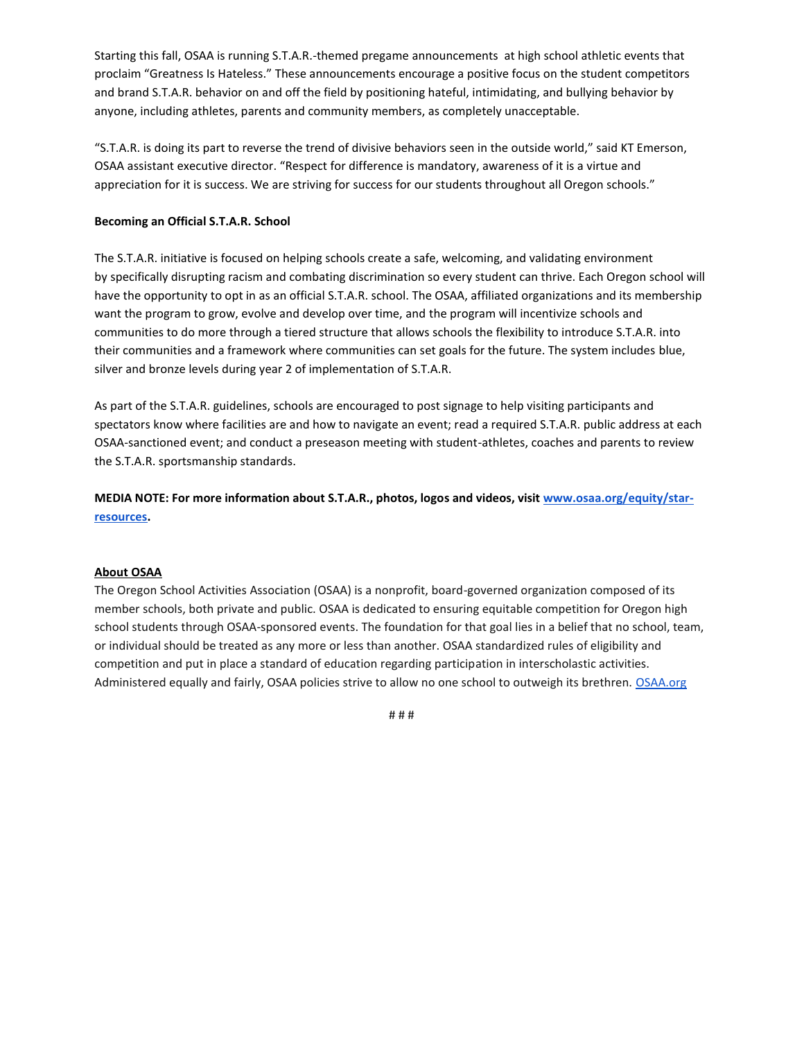Starting this fall, OSAA is running S.T.A.R.-themed pregame announcements at high school athletic events that proclaim "Greatness Is Hateless." These announcements encourage a positive focus on the student competitors and brand S.T.A.R. behavior on and off the field by positioning hateful, intimidating, and bullying behavior by anyone, including athletes, parents and community members, as completely unacceptable.

"S.T.A.R. is doing its part to reverse the trend of divisive behaviors seen in the outside world," said KT Emerson, OSAA assistant executive director. "Respect for difference is mandatory, awareness of it is a virtue and appreciation for it is success. We are striving for success for our students throughout all Oregon schools."

**Becoming an Official S.T.A.R. School**

The S.T.A.R. initiative is focused on helping schools create a safe, welcoming, and validating environment by specifically disrupting racism and combating discrimination so every student can thrive. Each Oregon school will have the opportunity to opt in as an official S.T.A.R. school. The OSAA, affiliated organizations and its membership want the program to grow, evolve and develop over time, and the program will incentivize schools and communities to do more through a tiered structure that allows schools the flexibility to introduce S.T.A.R. into their communities and a framework where communities can set goals for the future. The system includes blue, silver and bronze levels during year 2 of implementation of S.T.A.R.

As part of the S.T.A.R. guidelines, schools are encouraged to post signage to help visiting participants and spectators know where facilities are and how to navigate an event; read a required S.T.A.R. public address at each OSAA-sanctioned event; and conduct a preseason meeting with student-athletes, coaches and parents to review the S.T.A.R. sportsmanship standards.

**MEDIA NOTE: For more information about S.T.A.R., photos, logos and videos, visit [www.osaa.org/equity/star-resources](www.osaa.org/equity/star-resources).**

**About OSAA**

The Oregon School Activities Association (OSAA) is a nonprofit, board-governed organization composed of its member schools, both private and public. OSAA is dedicated to ensuring equitable competition for Oregon high school students through OSAA-sponsored events. The foundation for that goal lies in a belief that no school, team, or individual should be treated as any more or less than another. OSAA standardized rules of eligibility and competition and put in place a standard of education regarding participation in interscholastic activities. Administered equally and fairly, OSAA policies strive to allow no one school to outweigh its brethren. [OSAA.org](OSAA.org)

# # #